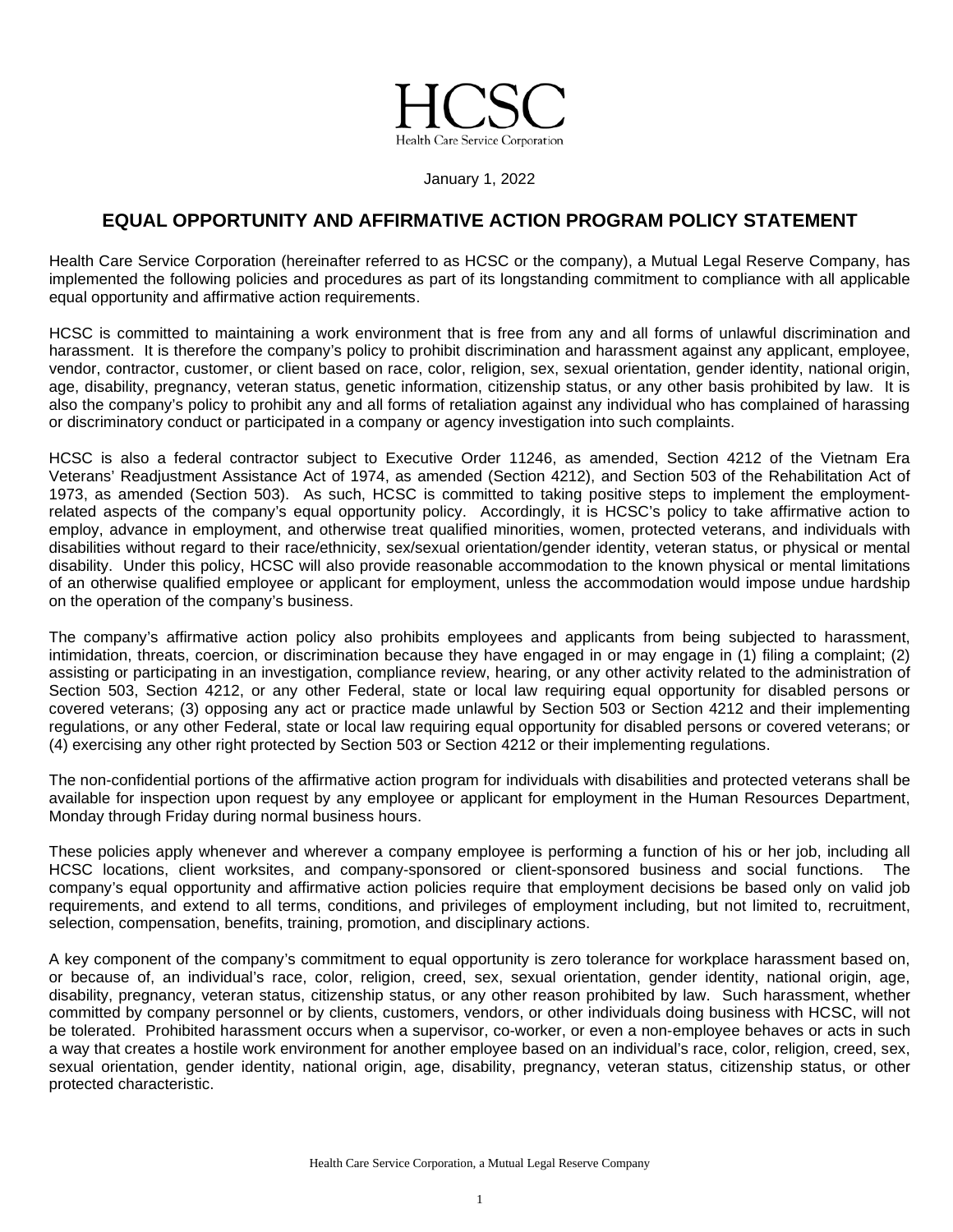HCSC

Health Care Service Corporation

January 1, 2022

## EQUAL OPPORTUNITY AND AFFIRMATIVE ACTION PROGRAM POLICY STATEMENT

Health Care Service Corporation (hereinafter referred to as HCSC or the company), a Mutual Legal Reserve Company, has implemented the following policies and procedures as part of its longstanding commitment to compliance with all applicable equal opportunity and affirmative action requirements.

HCSC is committed to maintaining a work environment that is free from any and all forms of unlawful discrimination and harassment. It is therefore the company's policy to prohibit discrimination and harassment against any applicant, employee, vendor, contractor, customer, or client based on race, color, religion, sex, sexual orientation, gender identity, national origin, age, disability, pregnancy, veteran status, genetic information, citizenship status, or any other basis prohibited by law. It is also the company's policy to prohibit any and all forms of retaliation against any individual who has complained of harassing or discriminatory conduct or participated in a company or agency investigation into such complaints.

HCSC is also a federal contractor subject to Executive Order 11246, as amended, Section 4212 of the Vietnam Era Veterans' Readjustment Assistance Act of 1974, as amended (Section 4212), and Section 503 of the Rehabilitation Act of 1973, as amended (Section 503). As such, HCSC is committed to taking positive steps to implement the employment-related aspects of the company's equal opportunity policy. Accordingly, it is HCSC's policy to take affirmative action to employ, advance in employment, and otherwise treat qualified minorities, women, protected veterans, and individuals with disabilities without regard to their race/ethnicity, sex/sexual orientation/gender identity, veteran status, or physical or mental disability. Under this policy, HCSC will also provide reasonable accommodation to the known physical or mental limitations of an otherwise qualified employee or applicant for employment, unless the accommodation would impose undue hardship on the operation of the company's business.

The company's affirmative action policy also prohibits employees and applicants from being subjected to harassment, intimidation, threats, coercion, or discrimination because they have engaged in or may engage in (1) filing a complaint; (2) assisting or participating in an investigation, compliance review, hearing, or any other activity related to the administration of Section 503, Section 4212, or any other Federal, state or local law requiring equal opportunity for disabled persons or covered veterans; (3) opposing any act or practice made unlawful by Section 503 or Section 4212 and their implementing regulations, or any other Federal, state or local law requiring equal opportunity for disabled persons or covered veterans; or (4) exercising any other right protected by Section 503 or Section 4212 or their implementing regulations.

The non-confidential portions of the affirmative action program for individuals with disabilities and protected veterans shall be available for inspection upon request by any employee or applicant for employment in the Human Resources Department, Monday through Friday during normal business hours.

These policies apply whenever and wherever a company employee is performing a function of his or her job, including all HCSC locations, client worksites, and company-sponsored or client-sponsored business and social functions. The company's equal opportunity and affirmative action policies require that employment decisions be based only on valid job requirements, and extend to all terms, conditions, and privileges of employment including, but not limited to, recruitment, selection, compensation, benefits, training, promotion, and disciplinary actions.

A key component of the company's commitment to equal opportunity is zero tolerance for workplace harassment based on, or because of, an individual's race, color, religion, creed, sex, sexual orientation, gender identity, national origin, age, disability, pregnancy, veteran status, citizenship status, or any other reason prohibited by law. Such harassment, whether committed by company personnel or by clients, customers, vendors, or other individuals doing business with HCSC, will not be tolerated. Prohibited harassment occurs when a supervisor, co-worker, or even a non-employee behaves or acts in such a way that creates a hostile work environment for another employee based on an individual's race, color, religion, creed, sex, sexual orientation, gender identity, national origin, age, disability, pregnancy, veteran status, citizenship status, or other protected characteristic.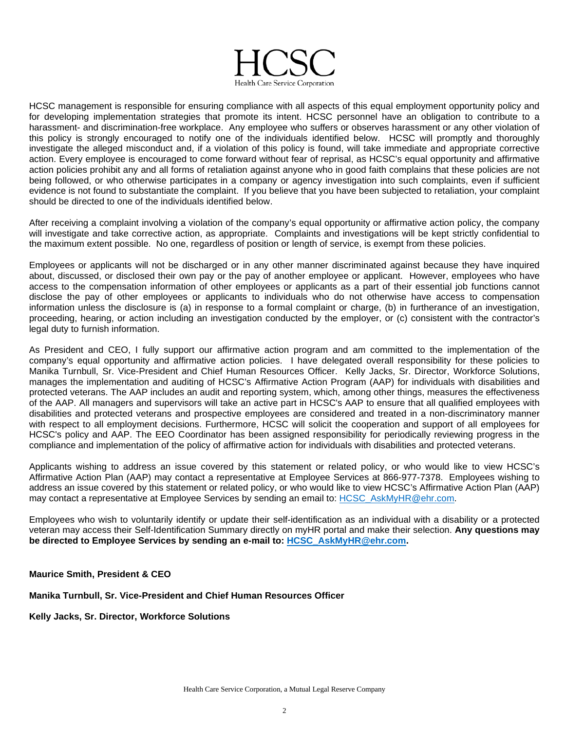# HCSC

Health Care Service Corporation

HCSC management is responsible for ensuring compliance with all aspects of this equal employment opportunity policy and for developing implementation strategies that promote its intent. HCSC personnel have an obligation to contribute to a harassment- and discrimination-free workplace. Any employee who suffers or observes harassment or any other violation of this policy is strongly encouraged to notify one of the individuals identified below. HCSC will promptly and thoroughly investigate the alleged misconduct and, if a violation of this policy is found, will take immediate and appropriate corrective action. Every employee is encouraged to come forward without fear of reprisal, as HCSC's equal opportunity and affirmative action policies prohibit any and all forms of retaliation against anyone who in good faith complains that these policies are not being followed, or who otherwise participates in a company or agency investigation into such complaints, even if sufficient evidence is not found to substantiate the complaint. If you believe that you have been subjected to retaliation, your complaint should be directed to one of the individuals identified below.

After receiving a complaint involving a violation of the company's equal opportunity or affirmative action policy, the company will investigate and take corrective action, as appropriate. Complaints and investigations will be kept strictly confidential to the maximum extent possible. No one, regardless of position or length of service, is exempt from these policies.

Employees or applicants will not be discharged or in any other manner discriminated against because they have inquired about, discussed, or disclosed their own pay or the pay of another employee or applicant. However, employees who have access to the compensation information of other employees or applicants as a part of their essential job functions cannot disclose the pay of other employees or applicants to individuals who do not otherwise have access to compensation information unless the disclosure is (a) in response to a formal complaint or charge, (b) in furtherance of an investigation, proceeding, hearing, or action including an investigation conducted by the employer, or (c) consistent with the contractor's legal duty to furnish information.

As President and CEO, I fully support our affirmative action program and am committed to the implementation of the company's equal opportunity and affirmative action policies. I have delegated overall responsibility for these policies to Manika Turnbull, Sr. Vice-President and Chief Human Resources Officer. Kelly Jacks, Sr. Director, Workforce Solutions, manages the implementation and auditing of HCSC's Affirmative Action Program (AAP) for individuals with disabilities and protected veterans. The AAP includes an audit and reporting system, which, among other things, measures the effectiveness of the AAP. All managers and supervisors will take an active part in HCSC's AAP to ensure that all qualified employees with disabilities and protected veterans and prospective employees are considered and treated in a non-discriminatory manner with respect to all employment decisions. Furthermore, HCSC will solicit the cooperation and support of all employees for HCSC's policy and AAP. The EEO Coordinator has been assigned responsibility for periodically reviewing progress in the compliance and implementation of the policy of affirmative action for individuals with disabilities and protected veterans.

Applicants wishing to address an issue covered by this statement or related policy, or who would like to view HCSC's Affirmative Action Plan (AAP) may contact a representative at Employee Services at 866-977-7378. Employees wishing to address an issue covered by this statement or related policy, or who would like to view HCSC's Affirmative Action Plan (AAP) may contact a representative at Employee Services by sending an email to: HCSC_AskMyHR@ehr.com.

Employees who wish to voluntarily identify or update their self-identification as an individual with a disability or a protected veteran may access their Self-Identification Summary directly on myHR portal and make their selection. **Any questions may be directed to Employee Services by sending an e-mail to: HCSC_AskMyHR@ehr.com.**

**Maurice Smith, President & CEO**

**Manika Turnbull, Sr. Vice-President and Chief Human Resources Officer**

**Kelly Jacks, Sr. Director, Workforce Solutions**

Health Care Service Corporation, a Mutual Legal Reserve Company